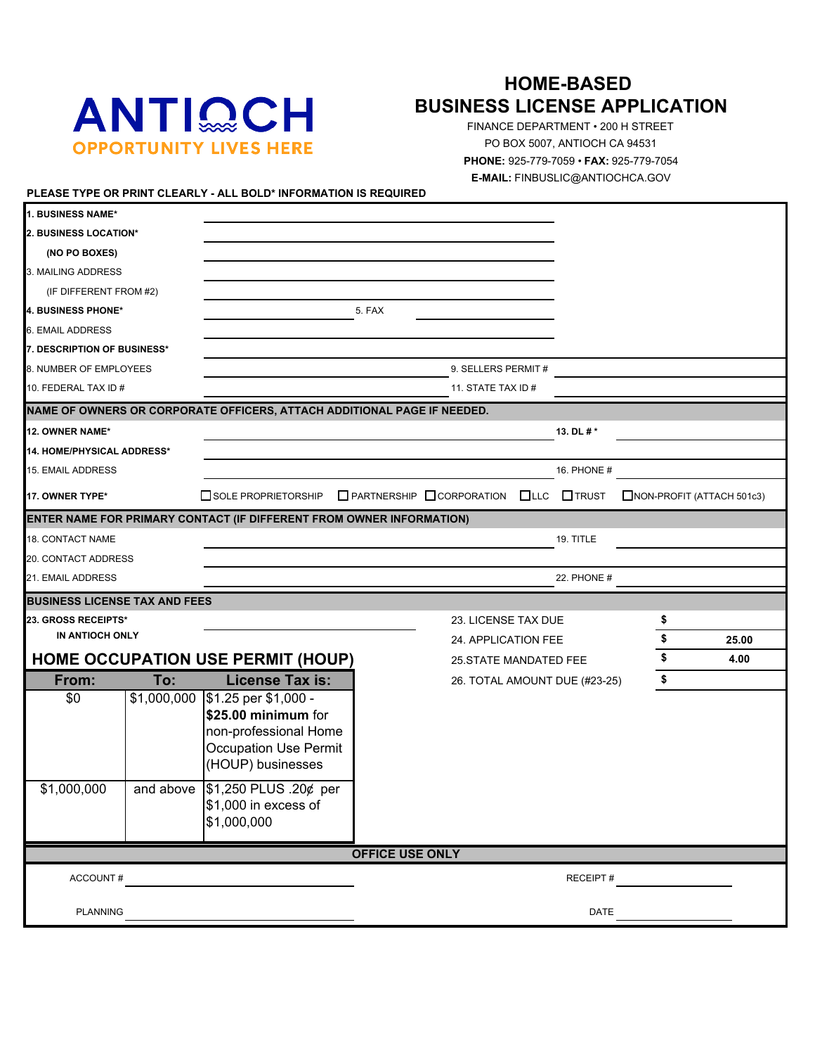ANTIOCH
OPPORTUNITY LIVES HERE

# HOME-BASED BUSINESS LICENSE APPLICATION

FINANCE DEPARTMENT • 200 H STREET
PO BOX 5007, ANTIOCH CA 94531
**PHONE:** 925-779-7059 • **FAX:** 925-779-7054
**E-MAIL:** FINBUSLIC@ANTIOCHCA.GOV

**PLEASE TYPE OR PRINT CLEARLY - ALL BOLD* INFORMATION IS REQUIRED**

**1. BUSINESS NAME*** ______________________________

**2. BUSINESS LOCATION*** ______________________________

**(NO PO BOXES)** ______________________________

3. MAILING ADDRESS ______________________________

(IF DIFFERENT FROM #2) ______________________________

**4. BUSINESS PHONE*** ______________ 5. FAX ______________

6. EMAIL ADDRESS ______________________________

**7. DESCRIPTION OF BUSINESS*** ______________________________

8. NUMBER OF EMPLOYEES ______________ 9. SELLERS PERMIT # ______________

10. FEDERAL TAX ID # ______________ 11. STATE TAX ID # ______________

**NAME OF OWNERS OR CORPORATE OFFICERS, ATTACH ADDITIONAL PAGE IF NEEDED.**

**12. OWNER NAME*** ______________ **13. DL #*** ______________

**14. HOME/PHYSICAL ADDRESS*** ______________________________

15. EMAIL ADDRESS ______________ 16. PHONE # ______________

**17. OWNER TYPE*** ☐ SOLE PROPRIETORSHIP ☐ PARTNERSHIP ☐ CORPORATION ☐ LLC ☐ TRUST ☐ NON-PROFIT (ATTACH 501c3)

**ENTER NAME FOR PRIMARY CONTACT (IF DIFFERENT FROM OWNER INFORMATION)**

18. CONTACT NAME ______________ 19. TITLE ______________

20. CONTACT ADDRESS ______________________________

21. EMAIL ADDRESS ______________ 22. PHONE # ______________

**BUSINESS LICENSE TAX AND FEES**

**23. GROSS RECEIPTS***
**IN ANTIOCH ONLY** ______________

| | |
|---|---|
| 23. LICENSE TAX DUE | $ |
| 24. APPLICATION FEE | $ **25.00** |
| 25.STATE MANDATED FEE | $ **4.00** |
| 26. TOTAL AMOUNT DUE (#23-25) | $ |

## HOME OCCUPATION USE PERMIT (HOUP)

| From: | To: | License Tax is: |
|---|---|---|
| $0 | $1,000,000 | $1.25 per $1,000 - **$25.00 minimum** for non-professional Home Occupation Use Permit (HOUP) businesses |
| $1,000,000 | and above | $1,250 PLUS .20¢ per $1,000 in excess of $1,000,000 |

**OFFICE USE ONLY**

ACCOUNT # ______________ RECEIPT # ______________

PLANNING ______________ DATE ______________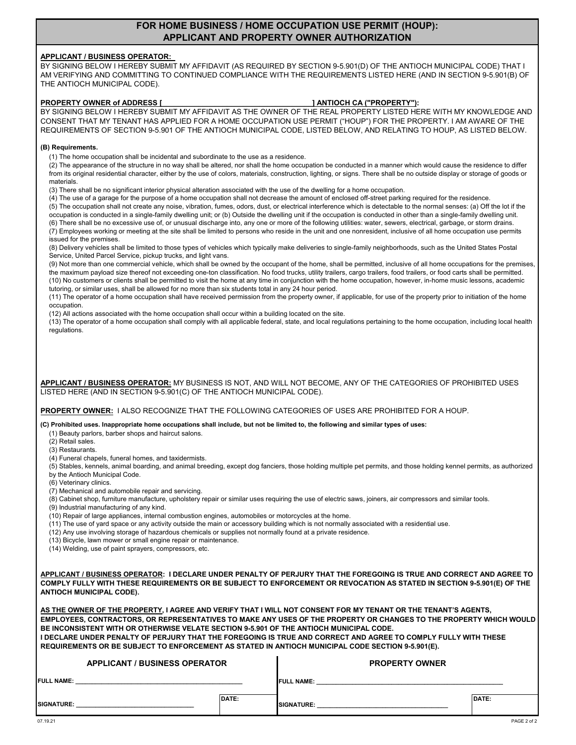# FOR HOME BUSINESS / HOME OCCUPATION USE PERMIT (HOUP): APPLICANT AND PROPERTY OWNER AUTHORIZATION

**APPLICANT / BUSINESS OPERATOR:**
BY SIGNING BELOW I HEREBY SUBMIT MY AFFIDAVIT (AS REQUIRED BY SECTION 9-5.901(D) OF THE ANTIOCH MUNICIPAL CODE) THAT I AM VERIFYING AND COMMITTING TO CONTINUED COMPLIANCE WITH THE REQUIREMENTS LISTED HERE (AND IN SECTION 9-5.901(B) OF THE ANTIOCH MUNICIPAL CODE).

**PROPERTY OWNER of ADDRESS [ ______________________________________ ] ANTIOCH CA ("PROPERTY"):**
BY SIGNING BELOW I HEREBY SUBMIT MY AFFIDAVIT AS THE OWNER OF THE REAL PROPERTY LISTED HERE WITH MY KNOWLEDGE AND CONSENT THAT MY TENANT HAS APPLIED FOR A HOME OCCUPATION USE PERMIT ("HOUP") FOR THE PROPERTY. I AM AWARE OF THE REQUIREMENTS OF SECTION 9-5.901 OF THE ANTIOCH MUNICIPAL CODE, LISTED BELOW, AND RELATING TO HOUP, AS LISTED BELOW.

**(B) Requirements.**

(1) The home occupation shall be incidental and subordinate to the use as a residence.
(2) The appearance of the structure in no way shall be altered, nor shall the home occupation be conducted in a manner which would cause the residence to differ from its original residential character, either by the use of colors, materials, construction, lighting, or signs. There shall be no outside display or storage of goods or materials.
(3) There shall be no significant interior physical alteration associated with the use of the dwelling for a home occupation.
(4) The use of a garage for the purpose of a home occupation shall not decrease the amount of enclosed off-street parking required for the residence.
(5) The occupation shall not create any noise, vibration, fumes, odors, dust, or electrical interference which is detectable to the normal senses: (a) Off the lot if the occupation is conducted in a single-family dwelling unit; or (b) Outside the dwelling unit if the occupation is conducted in other than a single-family dwelling unit.
(6) There shall be no excessive use of, or unusual discharge into, any one or more of the following utilities: water, sewers, electrical, garbage, or storm drains.
(7) Employees working or meeting at the site shall be limited to persons who reside in the unit and one nonresident, inclusive of all home occupation use permits issued for the premises.
(8) Delivery vehicles shall be limited to those types of vehicles which typically make deliveries to single-family neighborhoods, such as the United States Postal Service, United Parcel Service, pickup trucks, and light vans.
(9) Not more than one commercial vehicle, which shall be owned by the occupant of the home, shall be permitted, inclusive of all home occupations for the premises, the maximum payload size thereof not exceeding one-ton classification. No food trucks, utility trailers, cargo trailers, food trailers, or food carts shall be permitted.
(10) No customers or clients shall be permitted to visit the home at any time in conjunction with the home occupation, however, in-home music lessons, academic tutoring, or similar uses, shall be allowed for no more than six students total in any 24 hour period.
(11) The operator of a home occupation shall have received permission from the property owner, if applicable, for use of the property prior to initiation of the home occupation.
(12) All actions associated with the home occupation shall occur within a building located on the site.
(13) The operator of a home occupation shall comply with all applicable federal, state, and local regulations pertaining to the home occupation, including local health regulations.

**APPLICANT / BUSINESS OPERATOR:** MY BUSINESS IS NOT, AND WILL NOT BECOME, ANY OF THE CATEGORIES OF PROHIBITED USES LISTED HERE (AND IN SECTION 9-5.901(C) OF THE ANTIOCH MUNICIPAL CODE).

**PROPERTY OWNER:** I ALSO RECOGNIZE THAT THE FOLLOWING CATEGORIES OF USES ARE PROHIBITED FOR A HOUP.

**(C) Prohibited uses. Inappropriate home occupations shall include, but not be limited to, the following and similar types of uses:**

(1) Beauty parlors, barber shops and haircut salons.
(2) Retail sales.
(3) Restaurants.
(4) Funeral chapels, funeral homes, and taxidermists.
(5) Stables, kennels, animal boarding, and animal breeding, except dog fanciers, those holding multiple pet permits, and those holding kennel permits, as authorized by the Antioch Municipal Code.
(6) Veterinary clinics.
(7) Mechanical and automobile repair and servicing.
(8) Cabinet shop, furniture manufacture, upholstery repair or similar uses requiring the use of electric saws, joiners, air compressors and similar tools.
(9) Industrial manufacturing of any kind.
(10) Repair of large appliances, internal combustion engines, automobiles or motorcycles at the home.
(11) The use of yard space or any activity outside the main or accessory building which is not normally associated with a residential use.
(12) Any use involving storage of hazardous chemicals or supplies not normally found at a private residence.
(13) Bicycle, lawn mower or small engine repair or maintenance.
(14) Welding, use of paint sprayers, compressors, etc.

**APPLICANT / BUSINESS OPERATOR: I DECLARE UNDER PENALTY OF PERJURY THAT THE FOREGOING IS TRUE AND CORRECT AND AGREE TO COMPLY FULLY WITH THESE REQUIREMENTS OR BE SUBJECT TO ENFORCEMENT OR REVOCATION AS STATED IN SECTION 9-5.901(E) OF THE ANTIOCH MUNICIPAL CODE).**

**AS THE OWNER OF THE PROPERTY, I AGREE AND VERIFY THAT I WILL NOT CONSENT FOR MY TENANT OR THE TENANT'S AGENTS, EMPLOYEES, CONTRACTORS, OR REPRESENTATIVES TO MAKE ANY USES OF THE PROPERTY OR CHANGES TO THE PROPERTY WHICH WOULD BE INCONSISTENT WITH OR OTHERWISE VELATE SECTION 9-5.901 OF THE ANTIOCH MUNICIPAL CODE.**
**I DECLARE UNDER PENALTY OF PERJURY THAT THE FOREGOING IS TRUE AND CORRECT AND AGREE TO COMPLY FULLY WITH THESE REQUIREMENTS OR BE SUBJECT TO ENFORCEMENT AS STATED IN ANTIOCH MUNICIPAL CODE SECTION 9-5.901(E).**

| APPLICANT / BUSINESS OPERATOR | | PROPERTY OWNER | |
|---|---|---|---|
| FULL NAME: ______________________ | | FULL NAME: ______________________ | |
| SIGNATURE: ______________________ | DATE: | SIGNATURE: ______________________ | DATE: |

07.19.21